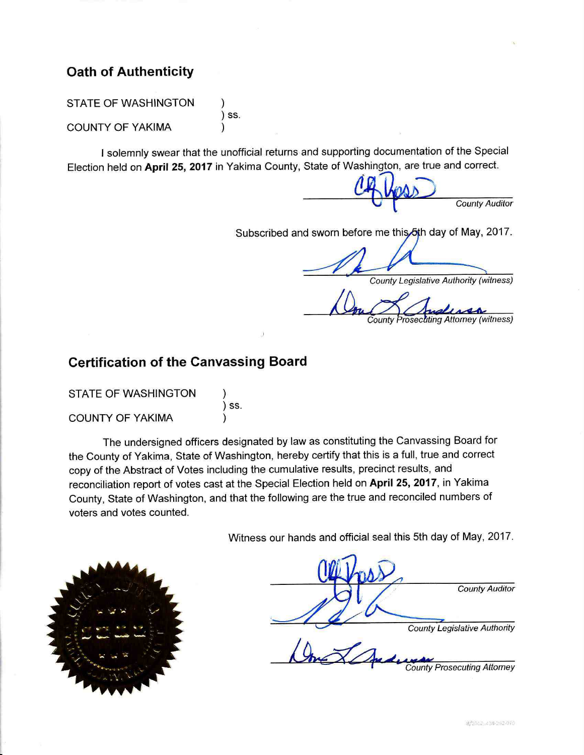## Oath of Authenticity

STATE OF WASHINGTON )
) ss.
COUNTY OF YAKIMA )

I solemnly swear that the unofficial returns and supporting documentation of the Special Election held on **April 25, 2017** in Yakima County, State of Washington, are true and correct.

_______________ *County Auditor*

Subscribed and sworn before me this 5th day of May, 2017.

_______________ *County Legislative Authority (witness)*

_______________ *County Prosecuting Attorney (witness)*

## Certification of the Canvassing Board

STATE OF WASHINGTON )
) ss.
COUNTY OF YAKIMA )

The undersigned officers designated by law as constituting the Canvassing Board for the County of Yakima, State of Washington, hereby certify that this is a full, true and correct copy of the Abstract of Votes including the cumulative results, precinct results, and reconciliation report of votes cast at the Special Election held on **April 25, 2017**, in Yakima County, State of Washington, and that the following are the true and reconciled numbers of voters and votes counted.

Witness our hands and official seal this 5th day of May, 2017.

_______________ *County Auditor*

_______________ *County Legislative Authority*

_______________ *County Prosecuting Attorney*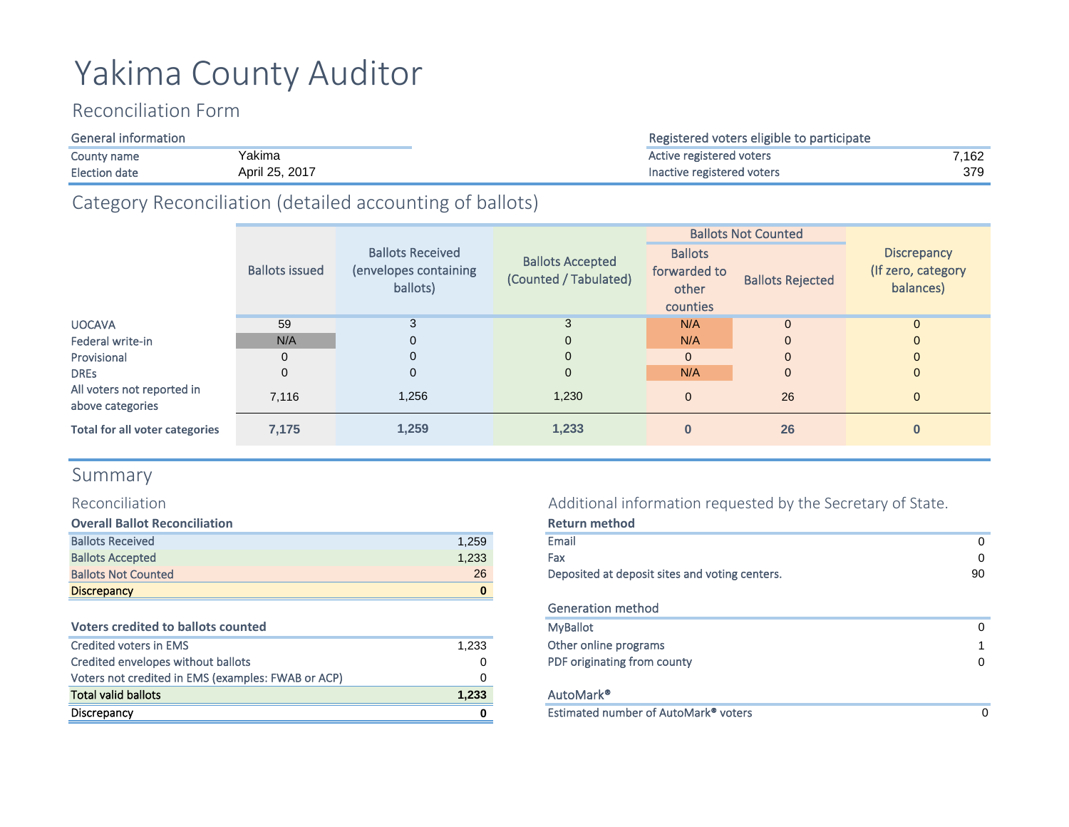# Yakima County Auditor

## Reconciliation Form

| General information | |
|---|---|
| County name | Yakima |
| Election date | April 25, 2017 |

| Registered voters eligible to participate | |
|---|---|
| Active registered voters | 7,162 |
| Inactive registered voters | 379 |

## Category Reconciliation (detailed accounting of ballots)

| | Ballots issued | Ballots Received (envelopes containing ballots) | Ballots Accepted (Counted / Tabulated) | Ballots Not Counted | | Discrepancy (If zero, category balances) |
|---|---|---|---|---|---|---|
| | | | | Ballots forwarded to other counties | Ballots Rejected | |
| UOCAVA | 59 | 3 | 3 | N/A | 0 | 0 |
| Federal write-in | N/A | 0 | 0 | N/A | 0 | 0 |
| Provisional | 0 | 0 | 0 | 0 | 0 | 0 |
| DREs | 0 | 0 | 0 | N/A | 0 | 0 |
| All voters not reported in above categories | 7,116 | 1,256 | 1,230 | 0 | 26 | 0 |
| **Total for all voter categories** | **7,175** | **1,259** | **1,233** | **0** | **26** | **0** |

## Summary

### Reconciliation

**Overall Ballot Reconciliation**

| | |
|---|---|
| Ballots Received | 1,259 |
| Ballots Accepted | 1,233 |
| Ballots Not Counted | 26 |
| Discrepancy | **0** |

**Voters credited to ballots counted**

| | |
|---|---|
| Credited voters in EMS | 1,233 |
| Credited envelopes without ballots | 0 |
| Voters not credited in EMS (examples: FWAB or ACP) | 0 |
| Total valid ballots | **1,233** |
| Discrepancy | **0** |

### Additional information requested by the Secretary of State.

**Return method**

| | |
|---|---|
| Email | 0 |
| Fax | 0 |
| Deposited at deposit sites and voting centers. | 90 |

**Generation method**

| | |
|---|---|
| MyBallot | 0 |
| Other online programs | 1 |
| PDF originating from county | 0 |

**AutoMark®**

| | |
|---|---|
| Estimated number of AutoMark® voters | 0 |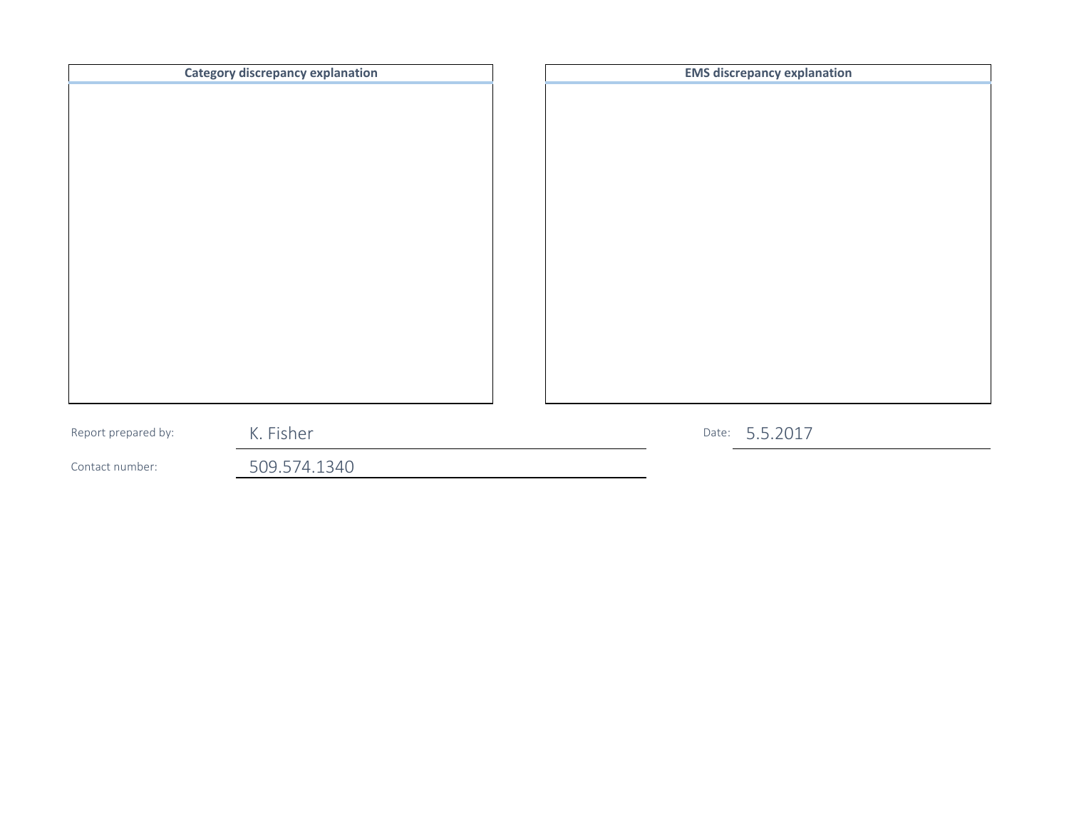| Category discrepancy explanation |
| --- |
| |

| EMS discrepancy explanation |
| --- |
| |

Report prepared by: K. Fisher

Date: 5.5.2017

Contact number: 509.574.1340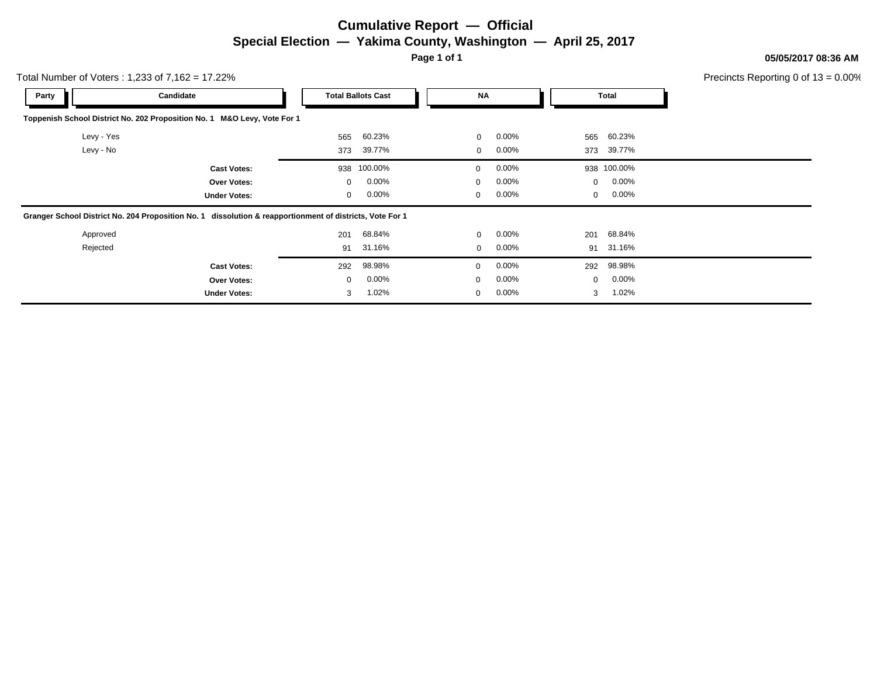# Cumulative Report — Official

## Special Election — Yakima County, Washington — April 25, 2017

05/05/2017 08:36 AM

Total Number of Voters : 1,233 of 7,162 = 17.22%

Precincts Reporting 0 of 13 = 0.00%

| Party | Candidate | Total Ballots Cast | | NA | | Total | |
|---|---|---|---|---|---|---|---|
| **Toppenish School District No. 202 Proposition No. 1 M&O Levy, Vote For 1** | | | | | | | |
| | Levy - Yes | 565 | 60.23% | 0 | 0.00% | 565 | 60.23% |
| | Levy - No | 373 | 39.77% | 0 | 0.00% | 373 | 39.77% |
| | **Cast Votes:** | 938 | 100.00% | 0 | 0.00% | 938 | 100.00% |
| | **Over Votes:** | 0 | 0.00% | 0 | 0.00% | 0 | 0.00% |
| | **Under Votes:** | 0 | 0.00% | 0 | 0.00% | 0 | 0.00% |
| **Granger School District No. 204 Proposition No. 1 dissolution & reapportionment of districts, Vote For 1** | | | | | | | |
| | Approved | 201 | 68.84% | 0 | 0.00% | 201 | 68.84% |
| | Rejected | 91 | 31.16% | 0 | 0.00% | 91 | 31.16% |
| | **Cast Votes:** | 292 | 98.98% | 0 | 0.00% | 292 | 98.98% |
| | **Over Votes:** | 0 | 0.00% | 0 | 0.00% | 0 | 0.00% |
| | **Under Votes:** | 3 | 1.02% | 0 | 0.00% | 3 | 1.02% |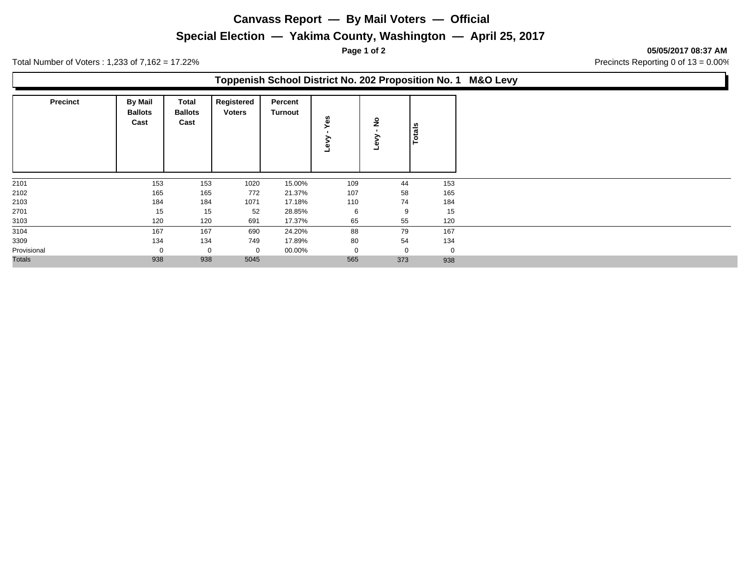# Canvass Report — By Mail Voters — Official

## Special Election — Yakima County, Washington — April 25, 2017

**05/05/2017 08:37 AM**

Total Number of Voters : 1,233 of 7,162 = 17.22%

Precincts Reporting 0 of 13 = 0.00%

### Toppenish School District No. 202 Proposition No. 1 M&O Levy

| Precinct | By Mail Ballots Cast | Total Ballots Cast | Registered Voters | Percent Turnout | Levy - Yes | Levy - No | Totals |
|---|---|---|---|---|---|---|---|
| 2101 | 153 | 153 | 1020 | 15.00% | 109 | 44 | 153 |
| 2102 | 165 | 165 | 772 | 21.37% | 107 | 58 | 165 |
| 2103 | 184 | 184 | 1071 | 17.18% | 110 | 74 | 184 |
| 2701 | 15 | 15 | 52 | 28.85% | 6 | 9 | 15 |
| 3103 | 120 | 120 | 691 | 17.37% | 65 | 55 | 120 |
| 3104 | 167 | 167 | 690 | 24.20% | 88 | 79 | 167 |
| 3309 | 134 | 134 | 749 | 17.89% | 80 | 54 | 134 |
| Provisional | 0 | 0 | 0 | 00.00% | 0 | 0 | 0 |
| Totals | 938 | 938 | 5045 | | 565 | 373 | 938 |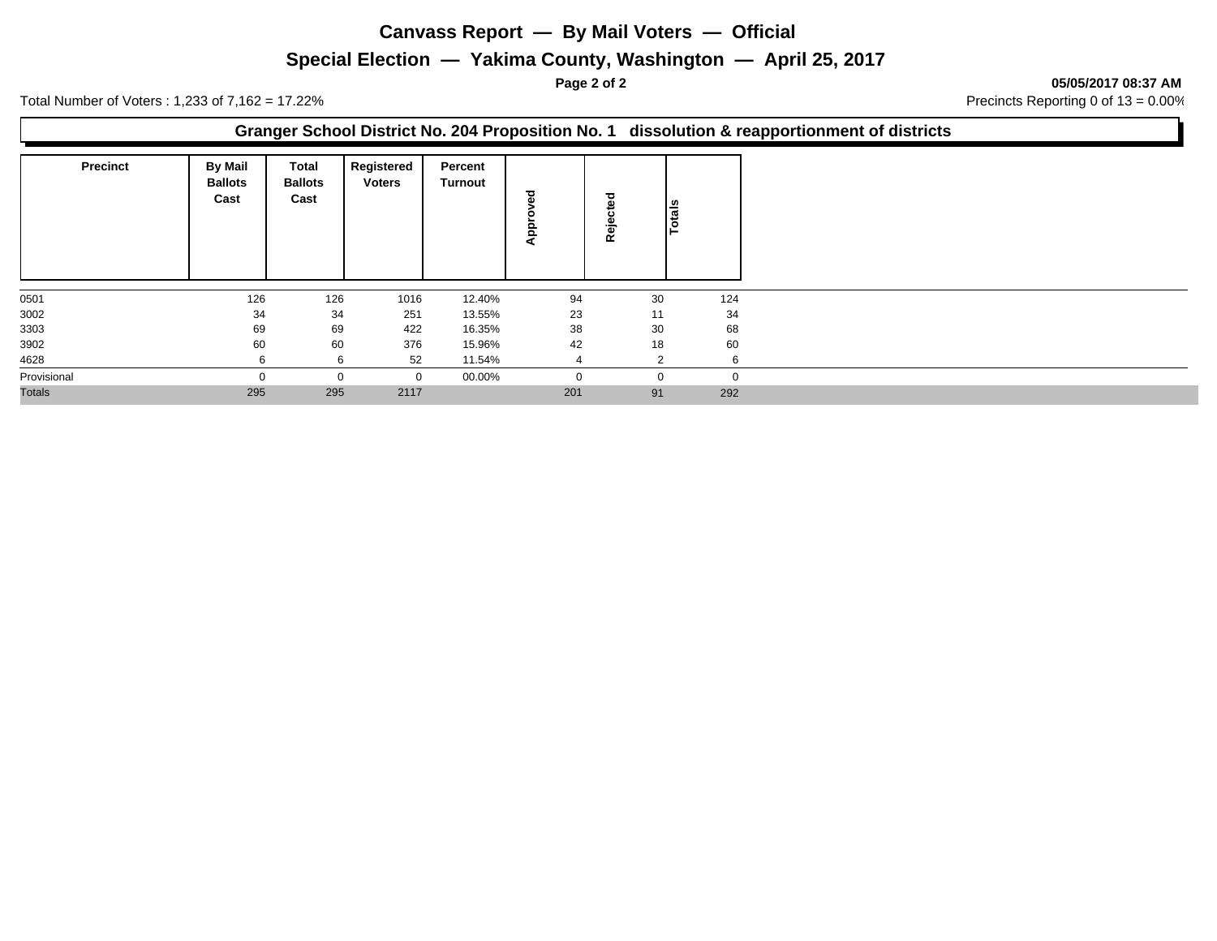# Canvass Report — By Mail Voters — Official

## Special Election — Yakima County, Washington — April 25, 2017

05/05/2017 08:37 AM

Total Number of Voters : 1,233 of 7,162 = 17.22%

Precincts Reporting 0 of 13 = 0.00%

### Granger School District No. 204 Proposition No. 1 dissolution & reapportionment of districts

| Precinct | By Mail Ballots Cast | Total Ballots Cast | Registered Voters | Percent Turnout | Approved | Rejected | Totals |
|---|---|---|---|---|---|---|---|
| 0501 | 126 | 126 | 1016 | 12.40% | 94 | 30 | 124 |
| 3002 | 34 | 34 | 251 | 13.55% | 23 | 11 | 34 |
| 3303 | 69 | 69 | 422 | 16.35% | 38 | 30 | 68 |
| 3902 | 60 | 60 | 376 | 15.96% | 42 | 18 | 60 |
| 4628 | 6 | 6 | 52 | 11.54% | 4 | 2 | 6 |
| Provisional | 0 | 0 | 0 | 00.00% | 0 | 0 | 0 |
| Totals | 295 | 295 | 2117 | | 201 | 91 | 292 |